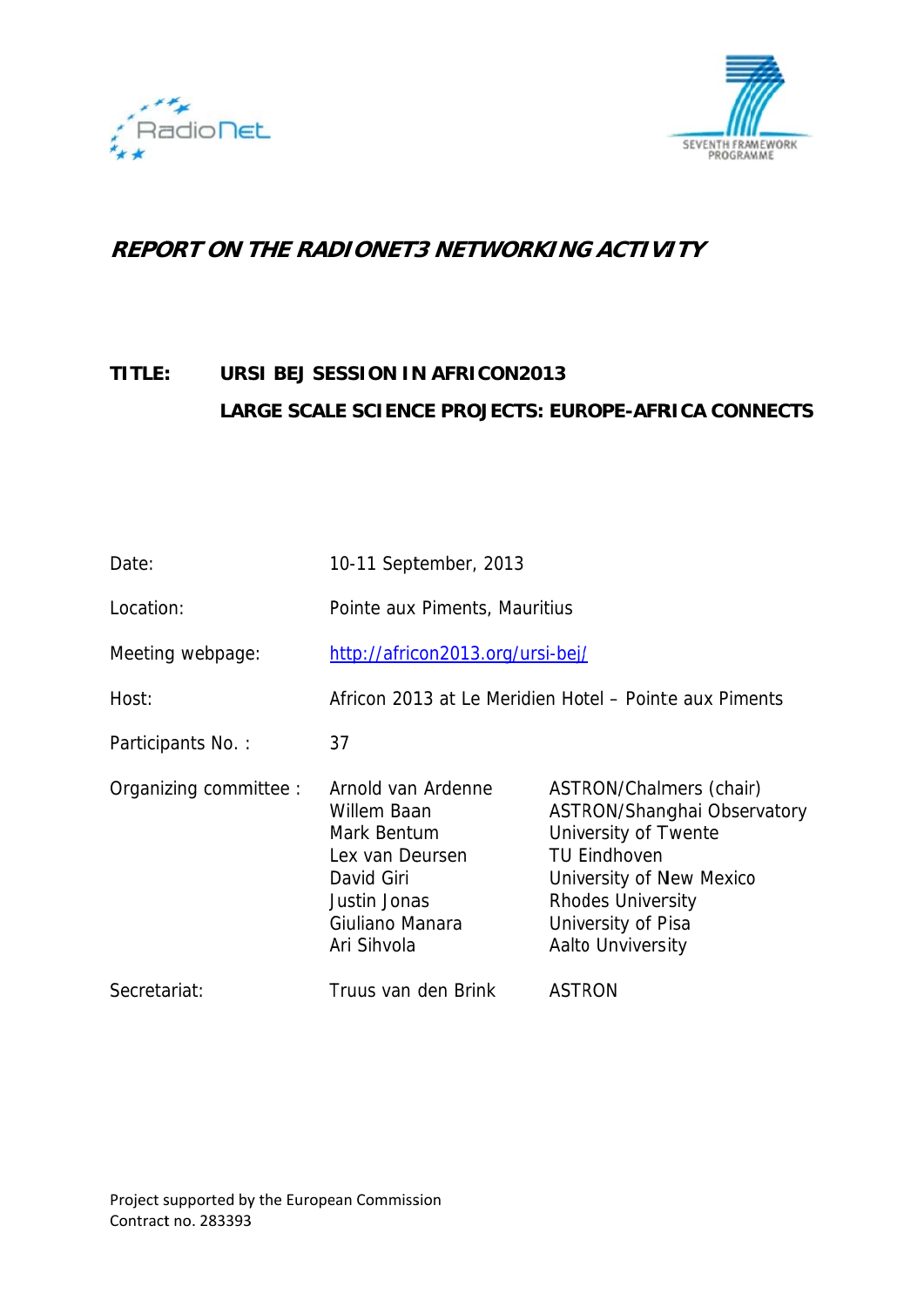# REPORT ON THE RADIONET3 NETWORKING ACTIVITY

**TITLE:** **URSI BEJ SESSION IN AFRICON2013**
**LARGE SCALE SCIENCE PROJECTS: EUROPE-AFRICA CONNECTS**

| | | |
|---|---|---|
| Date: | 10-11 September, 2013 | |
| Location: | Pointe aux Piments, Mauritius | |
| Meeting webpage: | http://africon2013.org/ursi-bej/ | |
| Host: | Africon 2013 at Le Meridien Hotel – Pointe aux Piments | |
| Participants No. : | 37 | |
| Organizing committee : | Arnold van Ardenne | ASTRON/Chalmers (chair) |
| | Willem Baan | ASTRON/Shanghai Observatory |
| | Mark Bentum | University of Twente |
| | Lex van Deursen | TU Eindhoven |
| | David Giri | University of New Mexico |
| | Justin Jonas | Rhodes University |
| | Giuliano Manara | University of Pisa |
| | Ari Sihvola | Aalto Unviversity |
| Secretariat: | Truus van den Brink | ASTRON |

Project supported by the European Commission
Contract no. 283393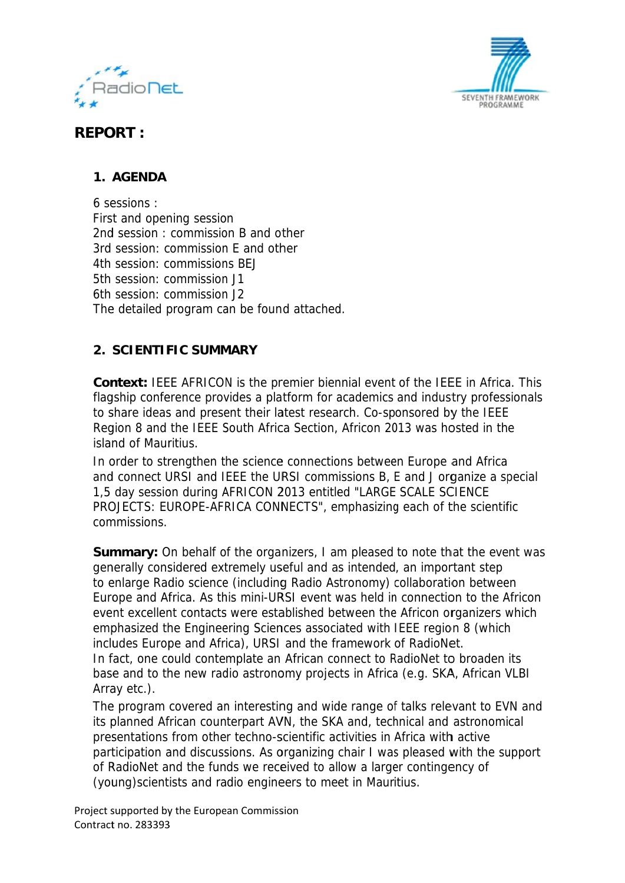# REPORT :

## 1. AGENDA

6 sessions :
First and opening session
2nd session : commission B and other
3rd session: commission E and other
4th session: commissions BEJ
5th session: commission J1
6th session: commission J2
The detailed program can be found attached.

## 2. SCIENTIFIC SUMMARY

**Context:** IEEE AFRICON is the premier biennial event of the IEEE in Africa. This flagship conference provides a platform for academics and industry professionals to share ideas and present their latest research. Co-sponsored by the IEEE Region 8 and the IEEE South Africa Section, Africon 2013 was hosted in the island of Mauritius.

In order to strengthen the science connections between Europe and Africa and connect URSI and IEEE the URSI commissions B, E and J organize a special 1,5 day session during AFRICON 2013 entitled "LARGE SCALE SCIENCE PROJECTS: EUROPE-AFRICA CONNECTS", emphasizing each of the scientific commissions.

**Summary:** On behalf of the organizers, I am pleased to note that the event was generally considered extremely useful and as intended, an important step to enlarge Radio science (including Radio Astronomy) collaboration between Europe and Africa. As this mini-URSI event was held in connection to the Africon event excellent contacts were established between the Africon organizers which emphasized the Engineering Sciences associated with IEEE region 8 (which includes Europe and Africa), URSI and the framework of RadioNet.
In fact, one could contemplate an African connect to RadioNet to broaden its base and to the new radio astronomy projects in Africa (e.g. SKA, African VLBI Array etc.).

The program covered an interesting and wide range of talks relevant to EVN and its planned African counterpart AVN, the SKA and, technical and astronomical presentations from other techno-scientific activities in Africa with active participation and discussions. As organizing chair I was pleased with the support of RadioNet and the funds we received to allow a larger contingency of (young)scientists and radio engineers to meet in Mauritius.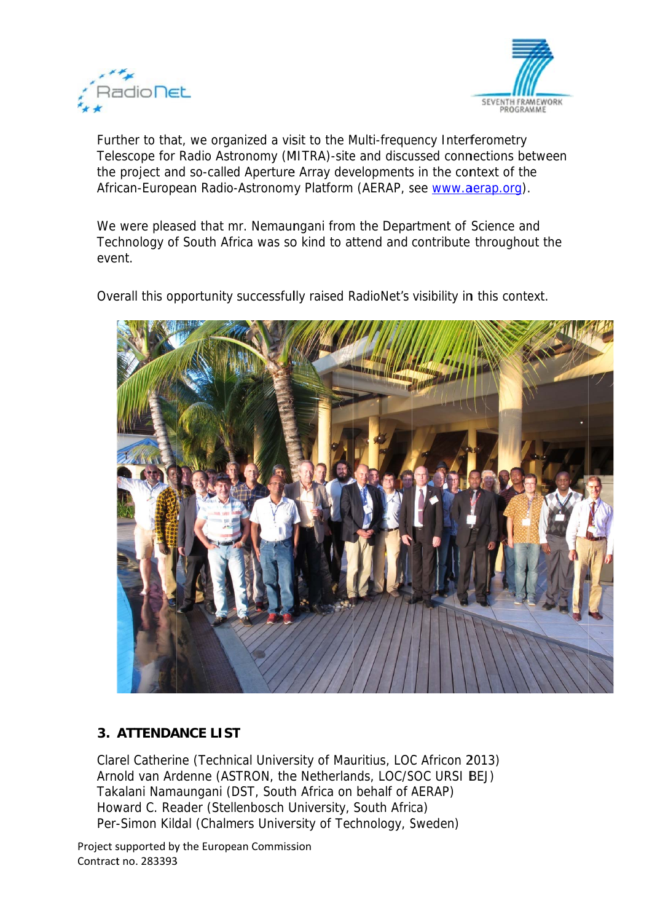Further to that, we organized a visit to the Multi-frequency Interferometry Telescope for Radio Astronomy (MITRA)-site and discussed connections between the project and so-called Aperture Array developments in the context of the African-European Radio-Astronomy Platform (AERAP, see www.aerap.org).

We were pleased that mr. Nemaungani from the Department of Science and Technology of South Africa was so kind to attend and contribute throughout the event.

Overall this opportunity successfully raised RadioNet's visibility in this context.

## 3. ATTENDANCE LIST

Clarel Catherine (Technical University of Mauritius, LOC Africon 2013)  
Arnold van Ardenne (ASTRON, the Netherlands, LOC/SOC URSI BEJ)  
Takalani Namaungani (DST, South Africa on behalf of AERAP)  
Howard C. Reader (Stellenbosch University, South Africa)  
Per-Simon Kildal (Chalmers University of Technology, Sweden)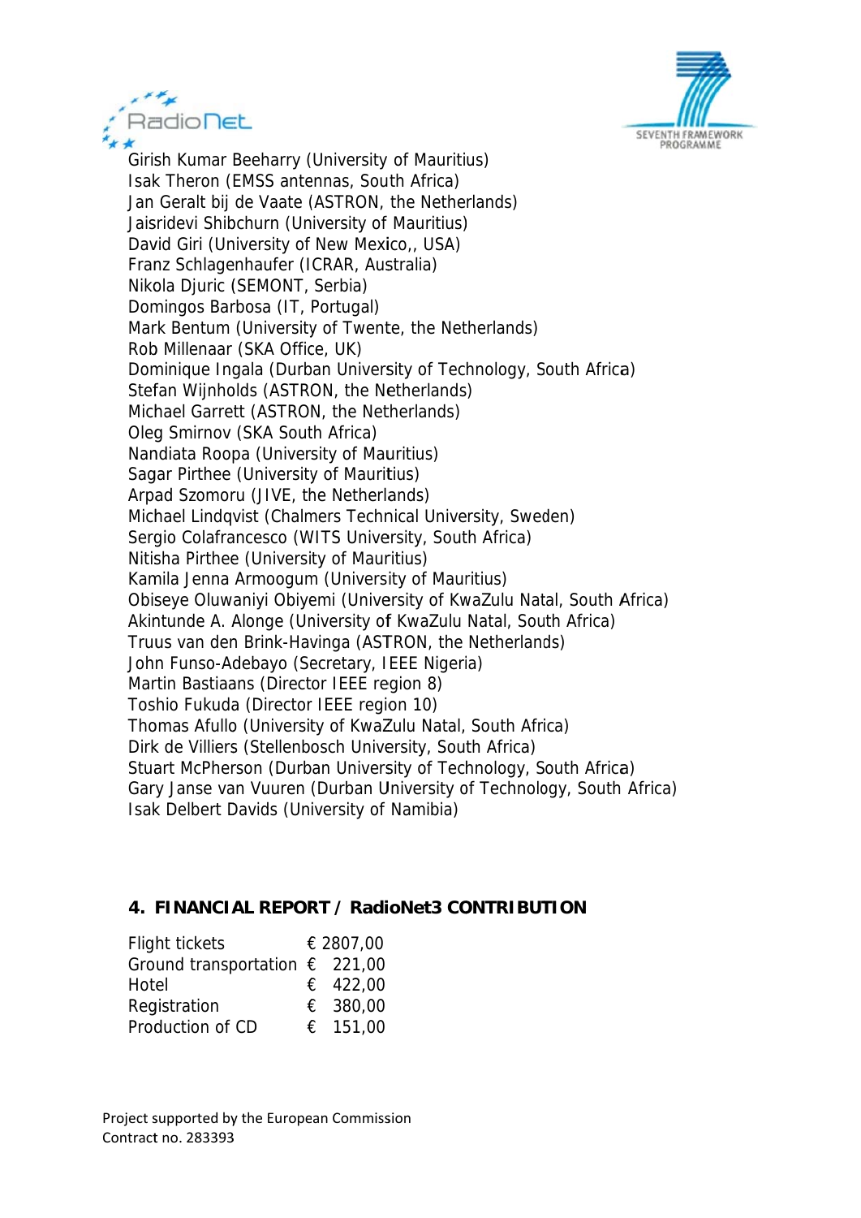Girish Kumar Beeharry (University of Mauritius)
Isak Theron (EMSS antennas, South Africa)
Jan Geralt bij de Vaate (ASTRON, the Netherlands)
Jaisridevi Shibchurn (University of Mauritius)
David Giri (University of New Mexico,, USA)
Franz Schlagenhaufer (ICRAR, Australia)
Nikola Djuric (SEMONT, Serbia)
Domingos Barbosa (IT, Portugal)
Mark Bentum (University of Twente, the Netherlands)
Rob Millenaar (SKA Office, UK)
Dominique Ingala (Durban University of Technology, South Africa)
Stefan Wijnholds (ASTRON, the Netherlands)
Michael Garrett (ASTRON, the Netherlands)
Oleg Smirnov (SKA South Africa)
Nandiata Roopa (University of Mauritius)
Sagar Pirthee (University of Mauritius)
Arpad Szomoru (JIVE, the Netherlands)
Michael Lindqvist (Chalmers Technical University, Sweden)
Sergio Colafrancesco (WITS University, South Africa)
Nitisha Pirthee (University of Mauritius)
Kamila Jenna Armoogum (University of Mauritius)
Obiseye Oluwaniyi Obiyemi (University of KwaZulu Natal, South Africa)
Akintunde A. Alonge (University of KwaZulu Natal, South Africa)
Truus van den Brink-Havinga (ASTRON, the Netherlands)
John Funso-Adebayo (Secretary, IEEE Nigeria)
Martin Bastiaans (Director IEEE region 8)
Toshio Fukuda (Director IEEE region 10)
Thomas Afullo (University of KwaZulu Natal, South Africa)
Dirk de Villiers (Stellenbosch University, South Africa)
Stuart McPherson (Durban University of Technology, South Africa)
Gary Janse van Vuuren (Durban University of Technology, South Africa)
Isak Delbert Davids (University of Namibia)

## 4. FINANCIAL REPORT / RadioNet3 CONTRIBUTION

| | |
|---|---|
| Flight tickets | € 2807,00 |
| Ground transportation | € 221,00 |
| Hotel | € 422,00 |
| Registration | € 380,00 |
| Production of CD | € 151,00 |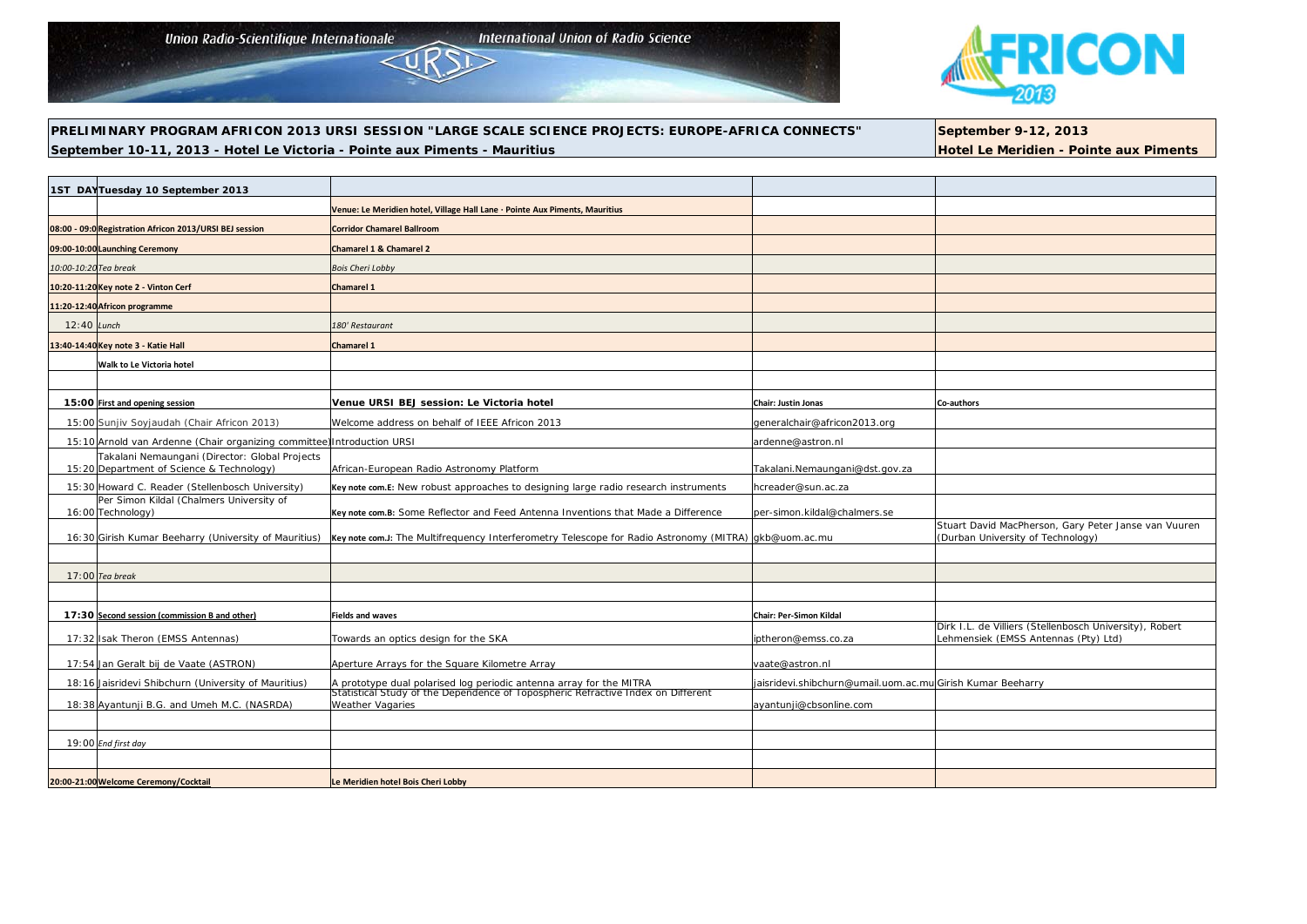Union Radio-Scientifique Internationale — International Union of Radio Science — URSI

AFRICON 2013

**PRELIMINARY PROGRAM AFRICON 2013 URSI SESSION "LARGE SCALE SCIENCE PROJECTS: EUROPE-AFRICA CONNECTS"**
**September 10-11, 2013 - Hotel Le Victoria - Pointe aux Piments - Mauritius**

**September 9-12, 2013**
**Hotel Le Meridien - Pointe aux Piments**

| 1ST DAY | Tuesday 10 September 2013 | | | |
|---|---|---|---|---|
| | | Venue: Le Meridien hotel, Village Hall Lane · Pointe Aux Piments, Mauritius | | |
| 08:00 - 09:00 | Registration Africon 2013/URSI BEJ session | Corridor Chamarel Ballroom | | |
| 09:00-10:00 | Launching Ceremony | Chamarel 1 & Chamarel 2 | | |
| *10:00-10:20* | *Tea break* | *Bois Cheri Lobby* | | |
| 10:20-11:20 | Key note 2 - Vinton Cerf | Chamarel 1 | | |
| 11:20-12:40 | Africon programme | | | |
| 12:40 | *Lunch* | *180' Restaurant* | | |
| 13:40-14:40 | Key note 3 - Katie Hall | Chamarel 1 | | |
| | Walk to Le Victoria hotel | | | |
| | | | | |
| **15:00** | First and opening session | **Venue URSI BEJ session: Le Victoria hotel** | Chair: Justin Jonas | Co-authors |
| 15:00 | Sunjiv Soyjaudah (Chair Africon 2013) | Welcome address on behalf of IEEE Africon 2013 | generalchair@africon2013.org | |
| 15:10 | Arnold van Ardenne (Chair organizing committee) | Introduction URSI | ardenne@astron.nl | |
| 15:20 | Takalani Nemaungani (Director: Global Projects Department of Science & Technology) | African-European Radio Astronomy Platform | Takalani.Nemaungani@dst.gov.za | |
| 15:30 | Howard C. Reader (Stellenbosch University) | **Key note com.E:** New robust approaches to designing large radio research instruments | hcreader@sun.ac.za | |
| 16:00 | Per Simon Kildal (Chalmers University of Technology) | **Key note com.B:** Some Reflector and Feed Antenna Inventions that Made a Difference | per-simon.kildal@chalmers.se | |
| 16:30 | Girish Kumar Beeharry (University of Mauritius) | **Key note com.J:** The Multifrequency Interferometry Telescope for Radio Astronomy (MITRA) | gkb@uom.ac.mu | Stuart David MacPherson, Gary Peter Janse van Vuuren (Durban University of Technology) |
| | | | | |
| 17:00 | *Tea break* | | | |
| | | | | |
| **17:30** | Second session (commission B and other) | Fields and waves | Chair: Per-Simon Kildal | |
| 17:32 | Isak Theron (EMSS Antennas) | Towards an optics design for the SKA | iptheron@emss.co.za | Dirk I.L. de Villiers (Stellenbosch University), Robert Lehmensiek (EMSS Antennas (Pty) Ltd) |
| 17:54 | Jan Geralt bij de Vaate (ASTRON) | Aperture Arrays for the Square Kilometre Array | vaate@astron.nl | |
| 18:16 | Jaisridevi Shibchurn (University of Mauritius) | A prototype dual polarised log periodic antenna array for the MITRA | jaisridevi.shibchurn@umail.uom.ac.mu | Girish Kumar Beeharry |
| 18:38 | Ayantunji B.G. and Umeh M.C. (NASRDA) | Statistical Study of the Dependence of Topospheric Refractive Index on Different Weather Vagaries | ayantunji@cbsonline.com | |
| | | | | |
| 19:00 | *End first day* | | | |
| | | | | |
| 20:00-21:00 | Welcome Ceremony/Cocktail | Le Meridien hotel Bois Cheri Lobby | | |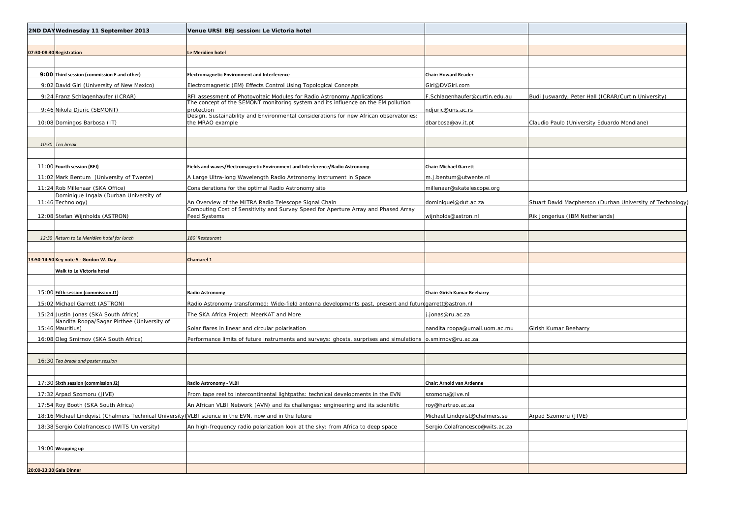| 2ND DAY | Wednesday 11 September 2013 | Venue URSI BEJ session: Le Victoria hotel | | |
|---|---|---|---|---|
| | | | | |
| 07:30-08:30 | Registration | Le Meridien hotel | | |
| | | | | |
| 9:00 | Third session (commission E and other) | Electromagnetic Environment and Interference | Chair: Howard Reader | |
| 9:02 | David Giri (University of New Mexico) | Electromagnetic (EM) Effects Control Using Topological Concepts | Giri@DVGiri.com | |
| 9:24 | Franz Schlagenhaufer (ICRAR) | RFI assessment of Photovoltaic Modules for Radio Astronomy Applications | F.Schlagenhaufer@curtin.edu.au | Budi Juswardy, Peter Hall (ICRAR/Curtin University) |
| 9:46 | Nikola Djuric (SEMONT) | The concept of the SEMONT monitoring system and its influence on the EM pollution protection | ndjuric@uns.ac.rs | |
| 10:08 | Domingos Barbosa (IT) | Design, Sustainability and Environmental considerations for new African observatories: the MRAO example | dbarbosa@av.it.pt | Claudio Paulo (University Eduardo Mondlane) |
| | | | | |
| 10:30 | *Tea break* | | | |
| | | | | |
| 11:00 | Fourth session (BEJ) | Fields and waves/Electromagnetic Environment and Interference/Radio Astronomy | Chair: Michael Garrett | |
| 11:02 | Mark Bentum (University of Twente) | A Large Ultra-long Wavelength Radio Astronomy instrument in Space | m.j.bentum@utwente.nl | |
| 11:24 | Rob Millenaar (SKA Office) | Considerations for the optimal Radio Astronomy site | millenaar@skatelescope.org | |
| 11:46 | Dominique Ingala (Durban University of Technology) | An Overview of the MITRA Radio Telescope Signal Chain | dominiquei@dut.ac.za | Stuart David Macpherson (Durban University of Technology) |
| 12:08 | Stefan Wijnholds (ASTRON) | Computing Cost of Sensitivity and Survey Speed for Aperture Array and Phased Array Feed Systems | wijnholds@astron.nl | Rik Jongerius (IBM Netherlands) |
| | | | | |
| 12:30 | *Return to Le Meridien hotel for lunch* | *180' Restaurant* | | |
| | | | | |
| 13:50-14:50 | Key note 5 - Gordon W. Day | Chamarel 1 | | |
| | Walk to Le Victoria hotel | | | |
| | | | | |
| 15:00 | Fifth session (commission J1) | Radio Astronomy | Chair: Girish Kumar Beeharry | |
| 15:02 | Michael Garrett (ASTRON) | Radio Astronomy transformed: Wide-field antenna developments past, present and future | garrett@astron.nl | |
| 15:24 | Justin Jonas (SKA South Africa) | The SKA Africa Project: MeerKAT and More | j.jonas@ru.ac.za | |
| 15:46 | Nandita Roopa/Sagar Pirthee (University of Mauritius) | Solar flares in linear and circular polarisation | nandita.roopa@umail.uom.ac.mu | Girish Kumar Beeharry |
| 16:08 | Oleg Smirnov (SKA South Africa) | Performance limits of future instruments and surveys: ghosts, surprises and simulations | o.smirnov@ru.ac.za | |
| | | | | |
| 16:30 | *Tea break and poster session* | | | |
| | | | | |
| 17:30 | Sixth session (commission J2) | Radio Astronomy - VLBI | Chair: Arnold van Ardenne | |
| 17:32 | Arpad Szomoru (JIVE) | From tape reel to intercontinental lightpaths: technical developments in the EVN | szomoru@jive.nl | |
| 17:54 | Roy Booth (SKA South Africa) | An African VLBI Network (AVN) and its challenges: engineering and its scientific | roy@hartrao.ac.za | |
| 18:16 | Michael Lindqvist (Chalmers Technical University) | VLBI science in the EVN, now and in the future | Michael.Lindqvist@chalmers.se | Arpad Szomoru (JIVE) |
| 18:38 | Sergio Colafrancesco (WITS University) | An high-frequency radio polarization look at the sky: from Africa to deep space | Sergio.Colafrancesco@wits.ac.za | |
| | | | | |
| 19:00 | Wrapping up | | | |
| | | | | |
| 20:00-23:30 | Gala Dinner | | | |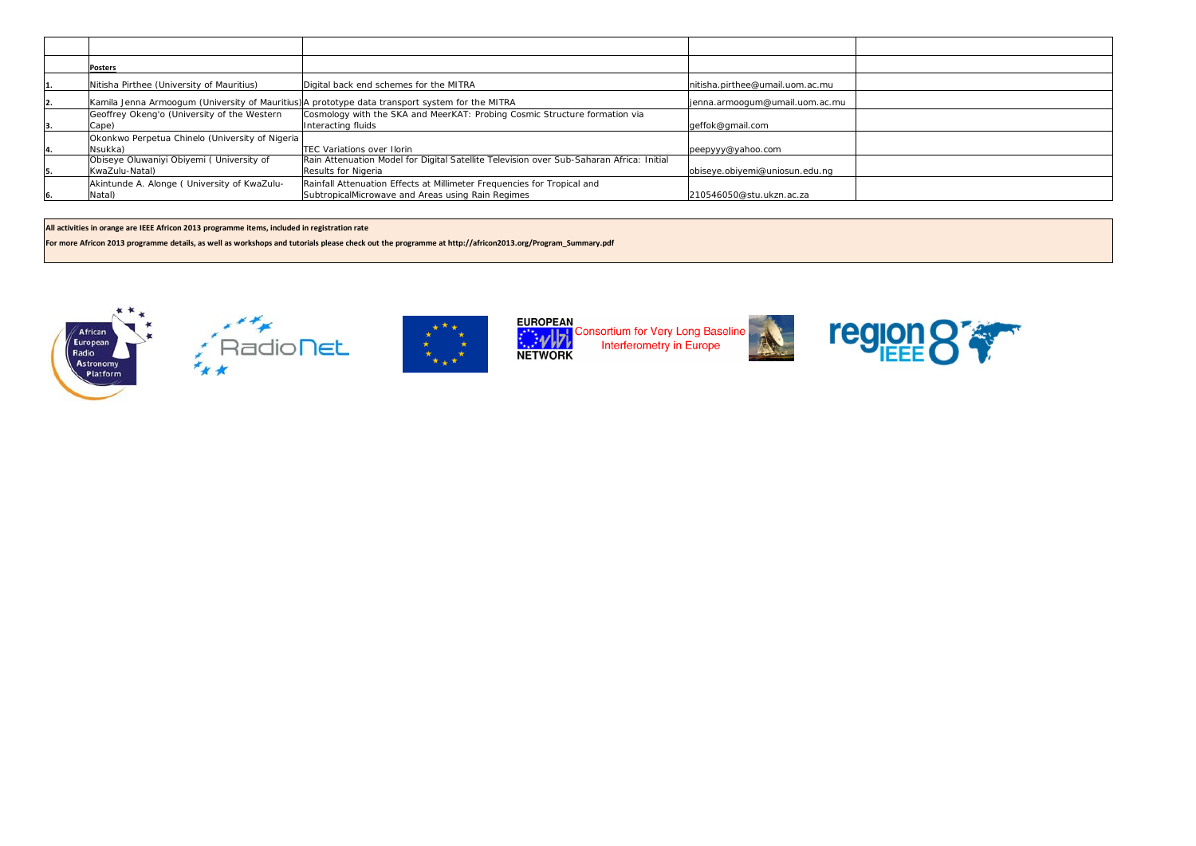| | | | | |
|---|---|---|---|---|
| | | | | |
| | **Posters** | | | |
| 1. | Nitisha Pirthee (University of Mauritius) | Digital back end schemes for the MITRA | nitisha.pirthee@umail.uom.ac.mu | |
| 2. | Kamila Jenna Armoogum (University of Mauritius) | A prototype data transport system for the MITRA | jenna.armoogum@umail.uom.ac.mu | |
| 3. | Geoffrey Okeng'o (University of the Western Cape) | Cosmology with the SKA and MeerKAT: Probing Cosmic Structure formation via Interacting fluids | geffok@gmail.com | |
| 4. | Okonkwo Perpetua Chinelo (University of Nigeria Nsukka) | TEC Variations over Ilorin | peepyyy@yahoo.com | |
| 5. | Obiseye Oluwaniyi Obiyemi ( University of KwaZulu-Natal) | Rain Attenuation Model for Digital Satellite Television over Sub-Saharan Africa: Initial Results for Nigeria | obiseye.obiyemi@uniosun.edu.ng | |
| 6. | Akintunde A. Alonge ( University of KwaZulu-Natal) | Rainfall Attenuation Effects at Millimeter Frequencies for Tropical and SubtropicalMicrowave and Areas using Rain Regimes | 210546050@stu.ukzn.ac.za | |

**All activities in orange are IEEE Africon 2013 programme items, included in registration rate**

**For more Africon 2013 programme details, as well as workshops and tutorials please check out the programme at http://africon2013.org/Program_Summary.pdf**

African European Radio Astronomy Platform

RadioNet

EUROPEAN VLBI NETWORK Consortium for Very Long Baseline Interferometry in Europe

region 8 IEEE